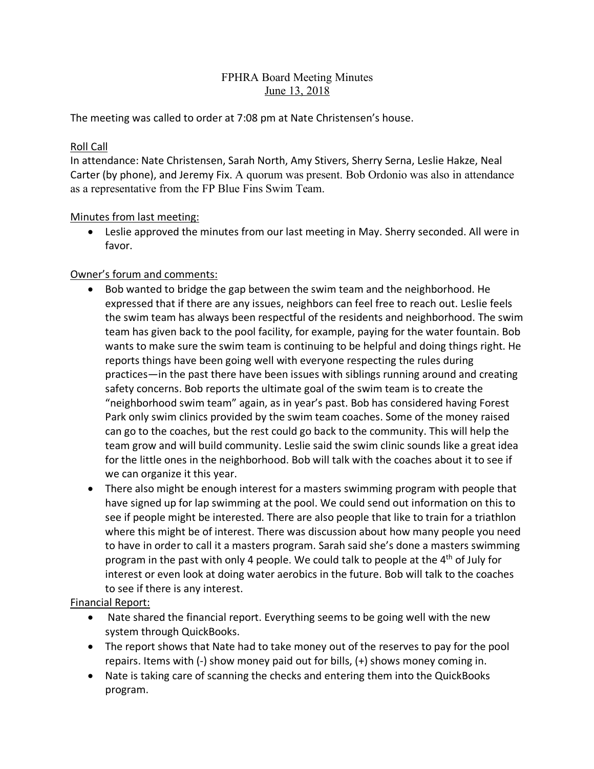# FPHRA Board Meeting Minutes

June 13, 2018

The meeting was called to order at 7:08 pm at Nate Christensen's house.

## Roll Call

In attendance: Nate Christensen, Sarah North, Amy Stivers, Sherry Serna, Leslie Hakze, Neal Carter (by phone), and Jeremy Fix. A quorum was present. Bob Ordonio was also in attendance as a representative from the FP Blue Fins Swim Team.

## Minutes from last meeting:

- Leslie approved the minutes from our last meeting in May. Sherry seconded. All were in favor.

## Owner's forum and comments:

- Bob wanted to bridge the gap between the swim team and the neighborhood. He expressed that if there are any issues, neighbors can feel free to reach out. Leslie feels the swim team has always been respectful of the residents and neighborhood. The swim team has given back to the pool facility, for example, paying for the water fountain. Bob wants to make sure the swim team is continuing to be helpful and doing things right. He reports things have been going well with everyone respecting the rules during practices—in the past there have been issues with siblings running around and creating safety concerns. Bob reports the ultimate goal of the swim team is to create the "neighborhood swim team" again, as in year's past. Bob has considered having Forest Park only swim clinics provided by the swim team coaches. Some of the money raised can go to the coaches, but the rest could go back to the community. This will help the team grow and will build community. Leslie said the swim clinic sounds like a great idea for the little ones in the neighborhood. Bob will talk with the coaches about it to see if we can organize it this year.
- There also might be enough interest for a masters swimming program with people that have signed up for lap swimming at the pool. We could send out information on this to see if people might be interested. There are also people that like to train for a triathlon where this might be of interest. There was discussion about how many people you need to have in order to call it a masters program. Sarah said she's done a masters swimming program in the past with only 4 people. We could talk to people at the 4th of July for interest or even look at doing water aerobics in the future. Bob will talk to the coaches to see if there is any interest.

## Financial Report:

- Nate shared the financial report. Everything seems to be going well with the new system through QuickBooks.
- The report shows that Nate had to take money out of the reserves to pay for the pool repairs. Items with (-) show money paid out for bills, (+) shows money coming in.
- Nate is taking care of scanning the checks and entering them into the QuickBooks program.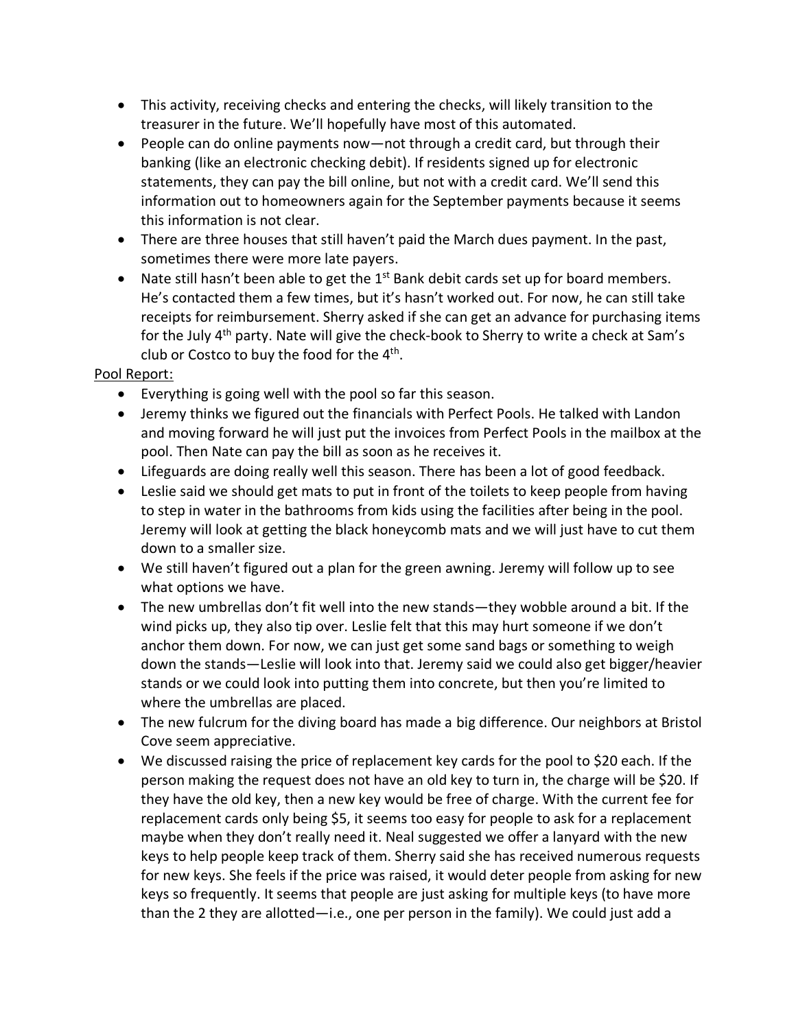- This activity, receiving checks and entering the checks, will likely transition to the treasurer in the future. We'll hopefully have most of this automated.
- People can do online payments now—not through a credit card, but through their banking (like an electronic checking debit). If residents signed up for electronic statements, they can pay the bill online, but not with a credit card. We'll send this information out to homeowners again for the September payments because it seems this information is not clear.
- There are three houses that still haven't paid the March dues payment. In the past, sometimes there were more late payers.
- Nate still hasn't been able to get the 1st Bank debit cards set up for board members. He's contacted them a few times, but it's hasn't worked out. For now, he can still take receipts for reimbursement. Sherry asked if she can get an advance for purchasing items for the July 4th party. Nate will give the check-book to Sherry to write a check at Sam's club or Costco to buy the food for the 4th.

<u>Pool Report:</u>

- Everything is going well with the pool so far this season.
- Jeremy thinks we figured out the financials with Perfect Pools. He talked with Landon and moving forward he will just put the invoices from Perfect Pools in the mailbox at the pool. Then Nate can pay the bill as soon as he receives it.
- Lifeguards are doing really well this season. There has been a lot of good feedback.
- Leslie said we should get mats to put in front of the toilets to keep people from having to step in water in the bathrooms from kids using the facilities after being in the pool. Jeremy will look at getting the black honeycomb mats and we will just have to cut them down to a smaller size.
- We still haven't figured out a plan for the green awning. Jeremy will follow up to see what options we have.
- The new umbrellas don't fit well into the new stands—they wobble around a bit. If the wind picks up, they also tip over. Leslie felt that this may hurt someone if we don't anchor them down. For now, we can just get some sand bags or something to weigh down the stands—Leslie will look into that. Jeremy said we could also get bigger/heavier stands or we could look into putting them into concrete, but then you're limited to where the umbrellas are placed.
- The new fulcrum for the diving board has made a big difference. Our neighbors at Bristol Cove seem appreciative.
- We discussed raising the price of replacement key cards for the pool to $20 each. If the person making the request does not have an old key to turn in, the charge will be $20. If they have the old key, then a new key would be free of charge. With the current fee for replacement cards only being $5, it seems too easy for people to ask for a replacement maybe when they don't really need it. Neal suggested we offer a lanyard with the new keys to help people keep track of them. Sherry said she has received numerous requests for new keys. She feels if the price was raised, it would deter people from asking for new keys so frequently. It seems that people are just asking for multiple keys (to have more than the 2 they are allotted—i.e., one per person in the family). We could just add a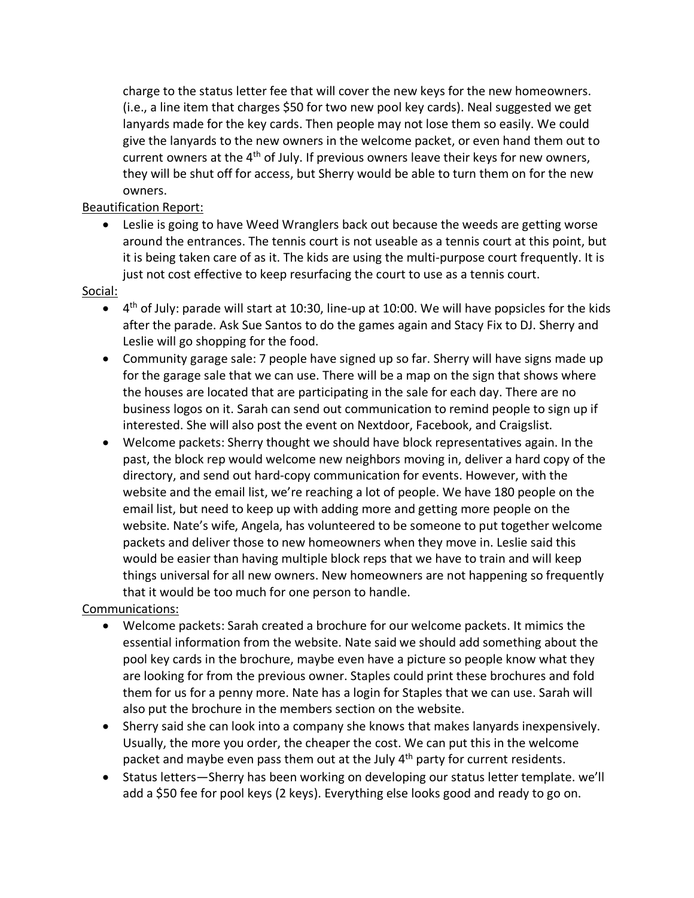charge to the status letter fee that will cover the new keys for the new homeowners. (i.e., a line item that charges $50 for two new pool key cards). Neal suggested we get lanyards made for the key cards. Then people may not lose them so easily. We could give the lanyards to the new owners in the welcome packet, or even hand them out to current owners at the 4th of July. If previous owners leave their keys for new owners, they will be shut off for access, but Sherry would be able to turn them on for the new owners.

<u>Beautification Report:</u>

- Leslie is going to have Weed Wranglers back out because the weeds are getting worse around the entrances. The tennis court is not useable as a tennis court at this point, but it is being taken care of as it. The kids are using the multi-purpose court frequently. It is just not cost effective to keep resurfacing the court to use as a tennis court.

<u>Social:</u>

- 4th of July: parade will start at 10:30, line-up at 10:00. We will have popsicles for the kids after the parade. Ask Sue Santos to do the games again and Stacy Fix to DJ. Sherry and Leslie will go shopping for the food.
- Community garage sale: 7 people have signed up so far. Sherry will have signs made up for the garage sale that we can use. There will be a map on the sign that shows where the houses are located that are participating in the sale for each day. There are no business logos on it. Sarah can send out communication to remind people to sign up if interested. She will also post the event on Nextdoor, Facebook, and Craigslist.
- Welcome packets: Sherry thought we should have block representatives again. In the past, the block rep would welcome new neighbors moving in, deliver a hard copy of the directory, and send out hard-copy communication for events. However, with the website and the email list, we're reaching a lot of people. We have 180 people on the email list, but need to keep up with adding more and getting more people on the website. Nate's wife, Angela, has volunteered to be someone to put together welcome packets and deliver those to new homeowners when they move in. Leslie said this would be easier than having multiple block reps that we have to train and will keep things universal for all new owners. New homeowners are not happening so frequently that it would be too much for one person to handle.

<u>Communications:</u>

- Welcome packets: Sarah created a brochure for our welcome packets. It mimics the essential information from the website. Nate said we should add something about the pool key cards in the brochure, maybe even have a picture so people know what they are looking for from the previous owner. Staples could print these brochures and fold them for us for a penny more. Nate has a login for Staples that we can use. Sarah will also put the brochure in the members section on the website.
- Sherry said she can look into a company she knows that makes lanyards inexpensively. Usually, the more you order, the cheaper the cost. We can put this in the welcome packet and maybe even pass them out at the July 4th party for current residents.
- Status letters—Sherry has been working on developing our status letter template. we'll add a $50 fee for pool keys (2 keys). Everything else looks good and ready to go on.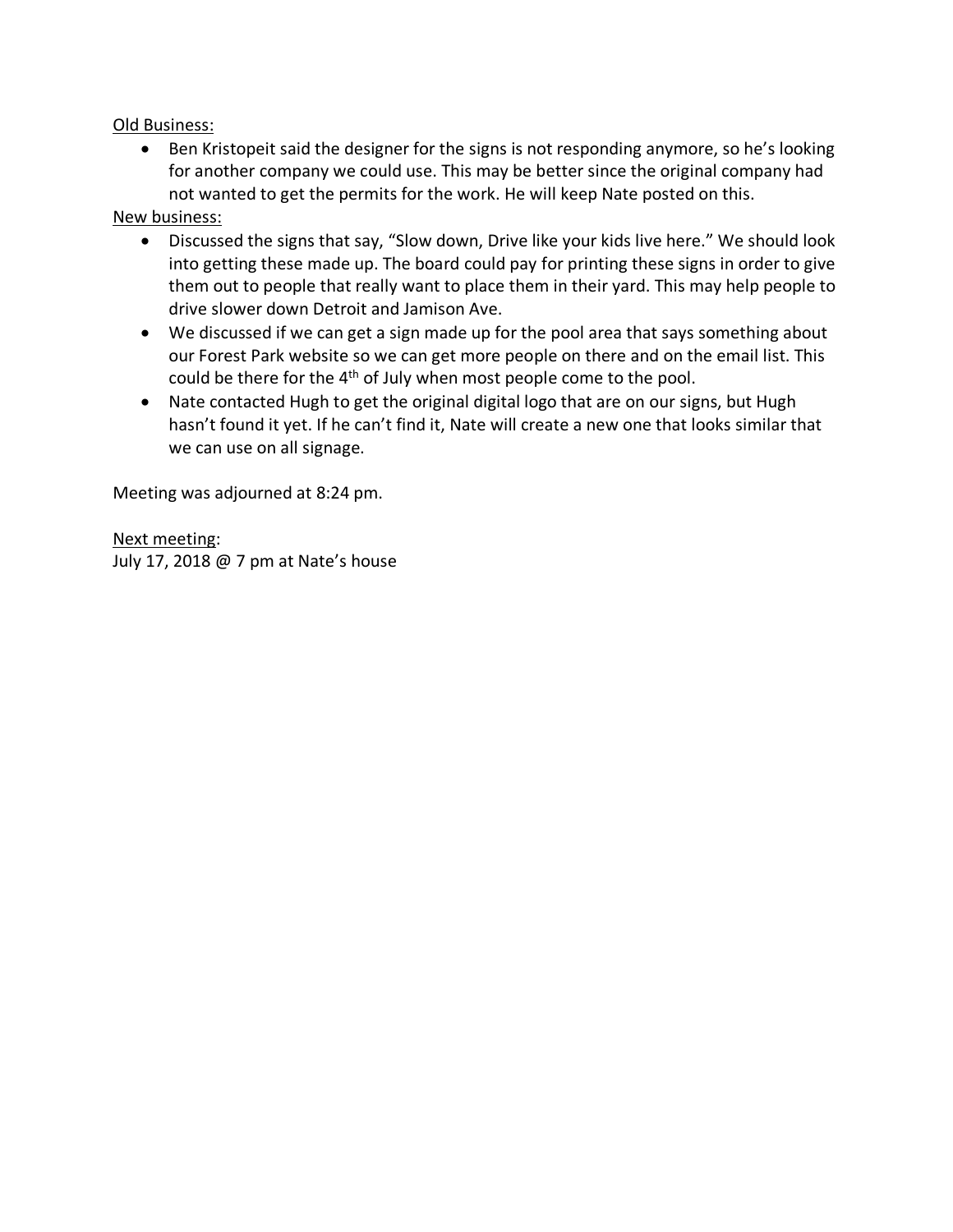<u>Old Business:</u>

- Ben Kristopeit said the designer for the signs is not responding anymore, so he's looking for another company we could use. This may be better since the original company had not wanted to get the permits for the work. He will keep Nate posted on this.

<u>New business:</u>

- Discussed the signs that say, "Slow down, Drive like your kids live here." We should look into getting these made up. The board could pay for printing these signs in order to give them out to people that really want to place them in their yard. This may help people to drive slower down Detroit and Jamison Ave.
- We discussed if we can get a sign made up for the pool area that says something about our Forest Park website so we can get more people on there and on the email list. This could be there for the 4th of July when most people come to the pool.
- Nate contacted Hugh to get the original digital logo that are on our signs, but Hugh hasn't found it yet. If he can't find it, Nate will create a new one that looks similar that we can use on all signage.

Meeting was adjourned at 8:24 pm.

<u>Next meeting</u>:
July 17, 2018 @ 7 pm at Nate's house